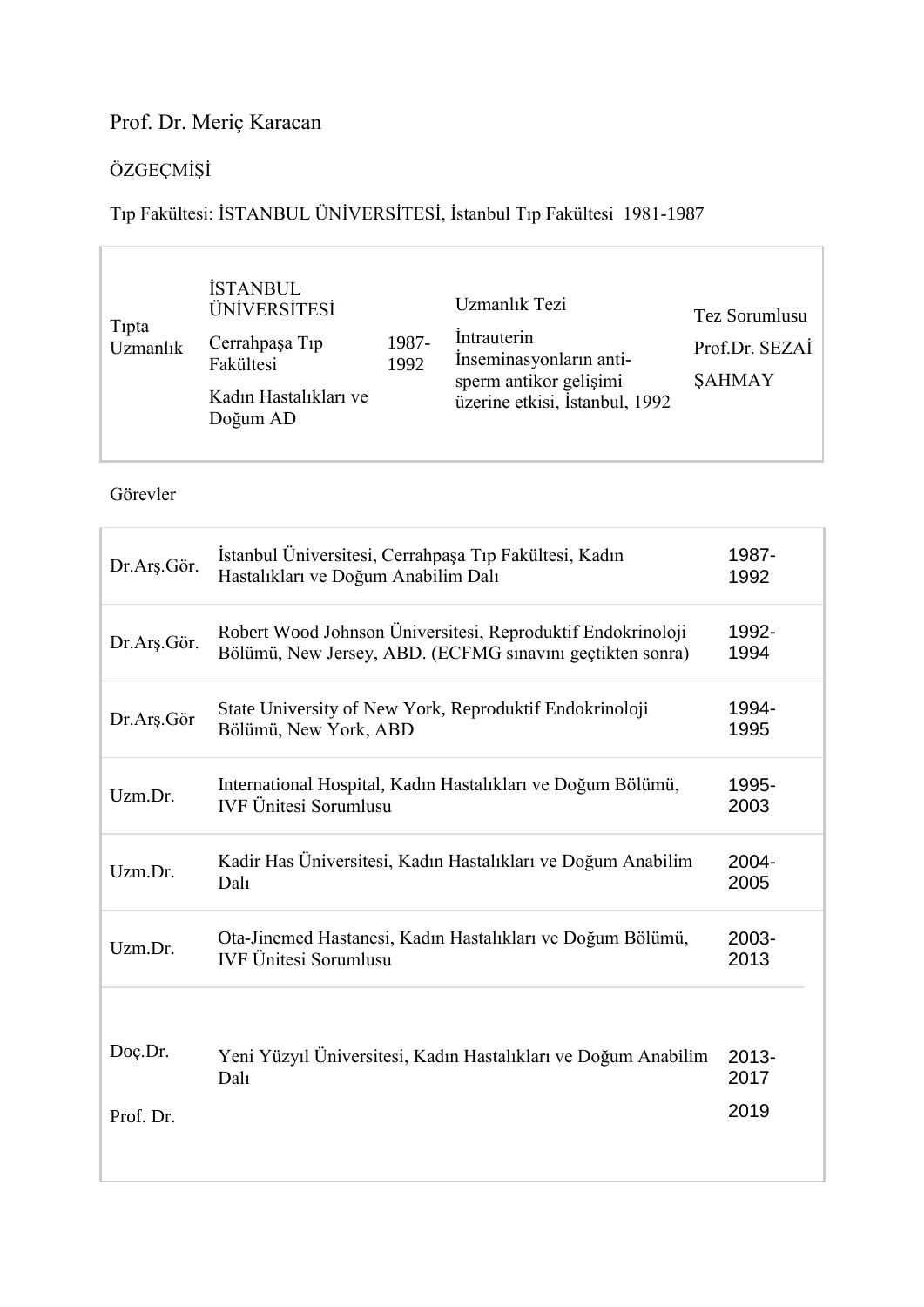# Prof. Dr. Meriç Karacan

ÖZGEÇMİŞİ

Tıp Fakültesi: İSTANBUL ÜNİVERSİTESİ, İstanbul Tıp Fakültesi 1981-1987

| | | | | |
|---|---|---|---|---|
| Tıpta Uzmanlık | İSTANBUL ÜNİVERSİTESİ<br>Cerrahpaşa Tıp Fakültesi<br>Kadın Hastalıkları ve Doğum AD | 1987-1992 | Uzmanlık Tezi<br>İntrauterin İnseminasyonların anti-sperm antikor gelişimi üzerine etkisi, İstanbul, 1992 | Tez Sorumlusu<br>Prof.Dr. SEZAİ ŞAHMAY |

Görevler

| | | |
|---|---|---|
| Dr.Arş.Gör. | İstanbul Üniversitesi, Cerrahpaşa Tıp Fakültesi, Kadın Hastalıkları ve Doğum Anabilim Dalı | 1987-1992 |
| Dr.Arş.Gör. | Robert Wood Johnson Üniversitesi, Reproduktif Endokrinoloji Bölümü, New Jersey, ABD. (ECFMG sınavını geçtikten sonra) | 1992-1994 |
| Dr.Arş.Gör | State University of New York, Reproduktif Endokrinoloji Bölümü, New York, ABD | 1994-1995 |
| Uzm.Dr. | International Hospital, Kadın Hastalıkları ve Doğum Bölümü, IVF Ünitesi Sorumlusu | 1995-2003 |
| Uzm.Dr. | Kadir Has Üniversitesi, Kadın Hastalıkları ve Doğum Anabilim Dalı | 2004-2005 |
| Uzm.Dr. | Ota-Jinemed Hastanesi, Kadın Hastalıkları ve Doğum Bölümü, IVF Ünitesi Sorumlusu | 2003-2013 |
| Doç.Dr.<br>Prof. Dr. | Yeni Yüzyıl Üniversitesi, Kadın Hastalıkları ve Doğum Anabilim Dalı | 2013-2017<br>2019 |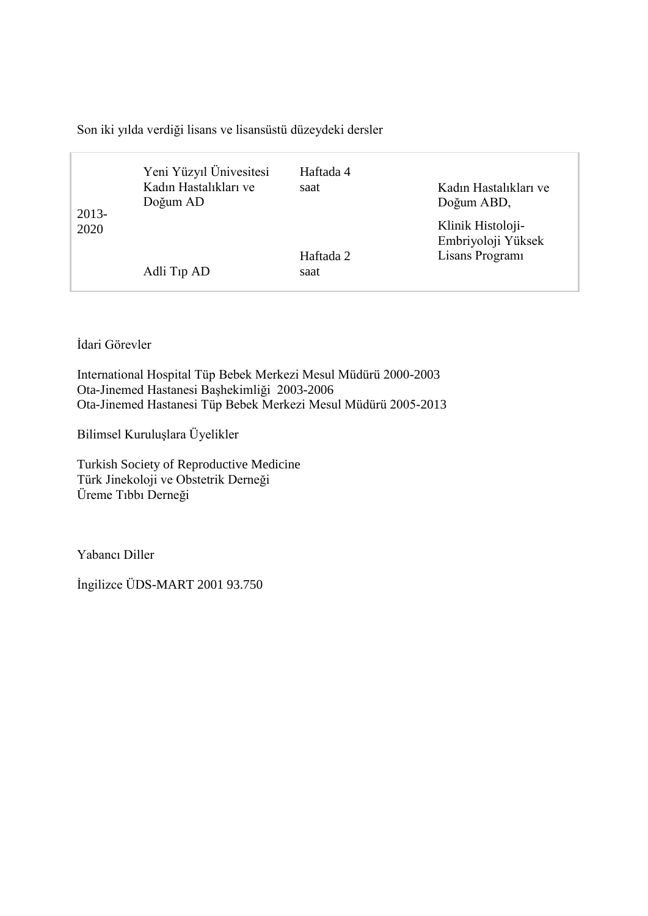Son iki yılda verdiği lisans ve lisansüstü düzeydeki dersler

| | | | |
|---|---|---|---|
| 2013-2020 | Yeni Yüzyıl Üniversitesi Kadın Hastalıkları ve Doğum AD | Haftada 4 saat | Kadın Hastalıkları ve Doğum ABD, Klinik Histoloji-Embriyoloji Yüksek Lisans Programı |
| | Adli Tıp AD | Haftada 2 saat | |

İdari Görevler

International Hospital Tüp Bebek Merkezi Mesul Müdürü 2000-2003
Ota-Jinemed Hastanesi Başhekimliği 2003-2006
Ota-Jinemed Hastanesi Tüp Bebek Merkezi Mesul Müdürü 2005-2013

Bilimsel Kuruluşlara Üyelikler

Turkish Society of Reproductive Medicine
Türk Jinekoloji ve Obstetrik Derneği
Üreme Tıbbı Derneği

Yabancı Diller

İngilizce ÜDS-MART 2001 93.750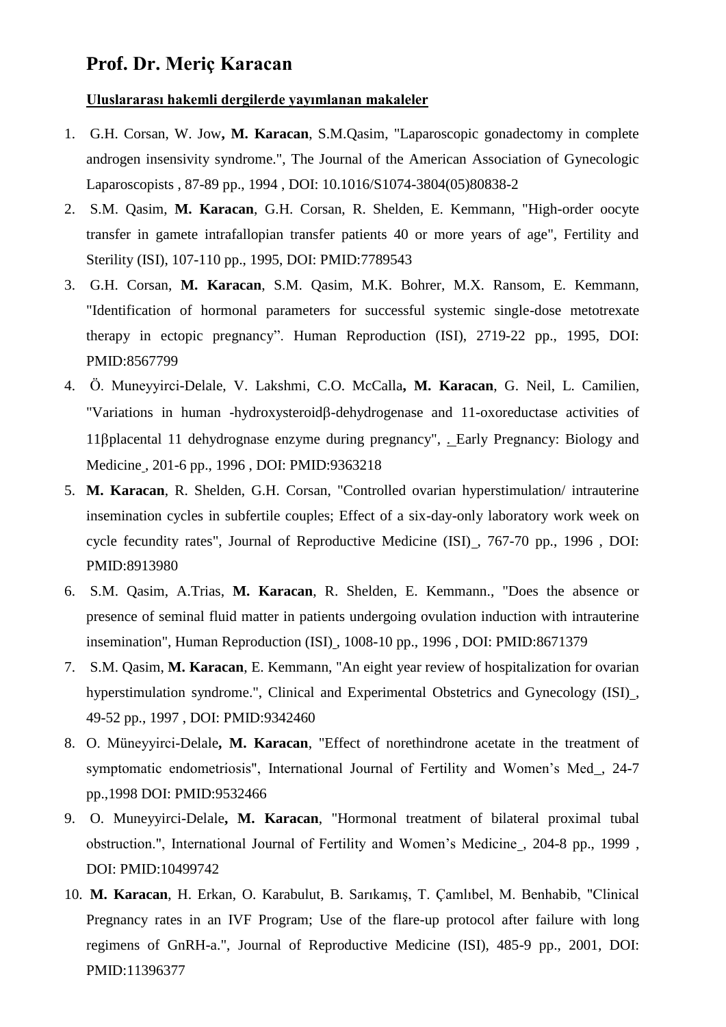# Prof. Dr. Meriç Karacan

**Uluslararası hakemli dergilerde yayımlanan makaleler**

1. G.H. Corsan, W. Jow**, M. Karacan**, S.M.Qasim, "Laparoscopic gonadectomy in complete androgen insensivity syndrome.", The Journal of the American Association of Gynecologic Laparoscopists , 87-89 pp., 1994 , DOI: 10.1016/S1074-3804(05)80838-2
2. S.M. Qasim, **M. Karacan**, G.H. Corsan, R. Shelden, E. Kemmann, "High-order oocyte transfer in gamete intrafallopian transfer patients 40 or more years of age", Fertility and Sterility (ISI), 107-110 pp., 1995, DOI: PMID:7789543
3. G.H. Corsan, **M. Karacan**, S.M. Qasim, M.K. Bohrer, M.X. Ransom, E. Kemmann, "Identification of hormonal parameters for successful systemic single-dose metotrexate therapy in ectopic pregnancy". Human Reproduction (ISI), 2719-22 pp., 1995, DOI: PMID:8567799
4. Ö. Muneyyirci-Delale, V. Lakshmi, C.O. McCalla**, M. Karacan**, G. Neil, L. Camilien, "Variations in human -hydroxysteroidβ-dehydrogenase and 11-oxoreductase activities of 11βplacental 11 dehydrognase enzyme during pregnancy", . Early Pregnancy: Biology and Medicine , 201-6 pp., 1996 , DOI: PMID:9363218
5. **M. Karacan**, R. Shelden, G.H. Corsan, "Controlled ovarian hyperstimulation/ intrauterine insemination cycles in subfertile couples; Effect of a six-day-only laboratory work week on cycle fecundity rates", Journal of Reproductive Medicine (ISI) , 767-70 pp., 1996 , DOI: PMID:8913980
6. S.M. Qasim, A.Trias, **M. Karacan**, R. Shelden, E. Kemmann., "Does the absence or presence of seminal fluid matter in patients undergoing ovulation induction with intrauterine insemination", Human Reproduction (ISI) , 1008-10 pp., 1996 , DOI: PMID:8671379
7. S.M. Qasim, **M. Karacan**, E. Kemmann, "An eight year review of hospitalization for ovarian hyperstimulation syndrome.", Clinical and Experimental Obstetrics and Gynecology (ISI) , 49-52 pp., 1997 , DOI: PMID:9342460
8. O. Müneyyirci-Delale**, M. Karacan**, "Effect of norethindrone acetate in the treatment of symptomatic endometriosis", International Journal of Fertility and Women's Med , 24-7 pp.,1998 DOI: PMID:9532466
9. O. Muneyyirci-Delale**, M. Karacan**, "Hormonal treatment of bilateral proximal tubal obstruction.", International Journal of Fertility and Women's Medicine , 204-8 pp., 1999 , DOI: PMID:10499742
10. **M. Karacan**, H. Erkan, O. Karabulut, B. Sarıkamış, T. Çamlıbel, M. Benhabib, "Clinical Pregnancy rates in an IVF Program; Use of the flare-up protocol after failure with long regimens of GnRH-a.", Journal of Reproductive Medicine (ISI), 485-9 pp., 2001, DOI: PMID:11396377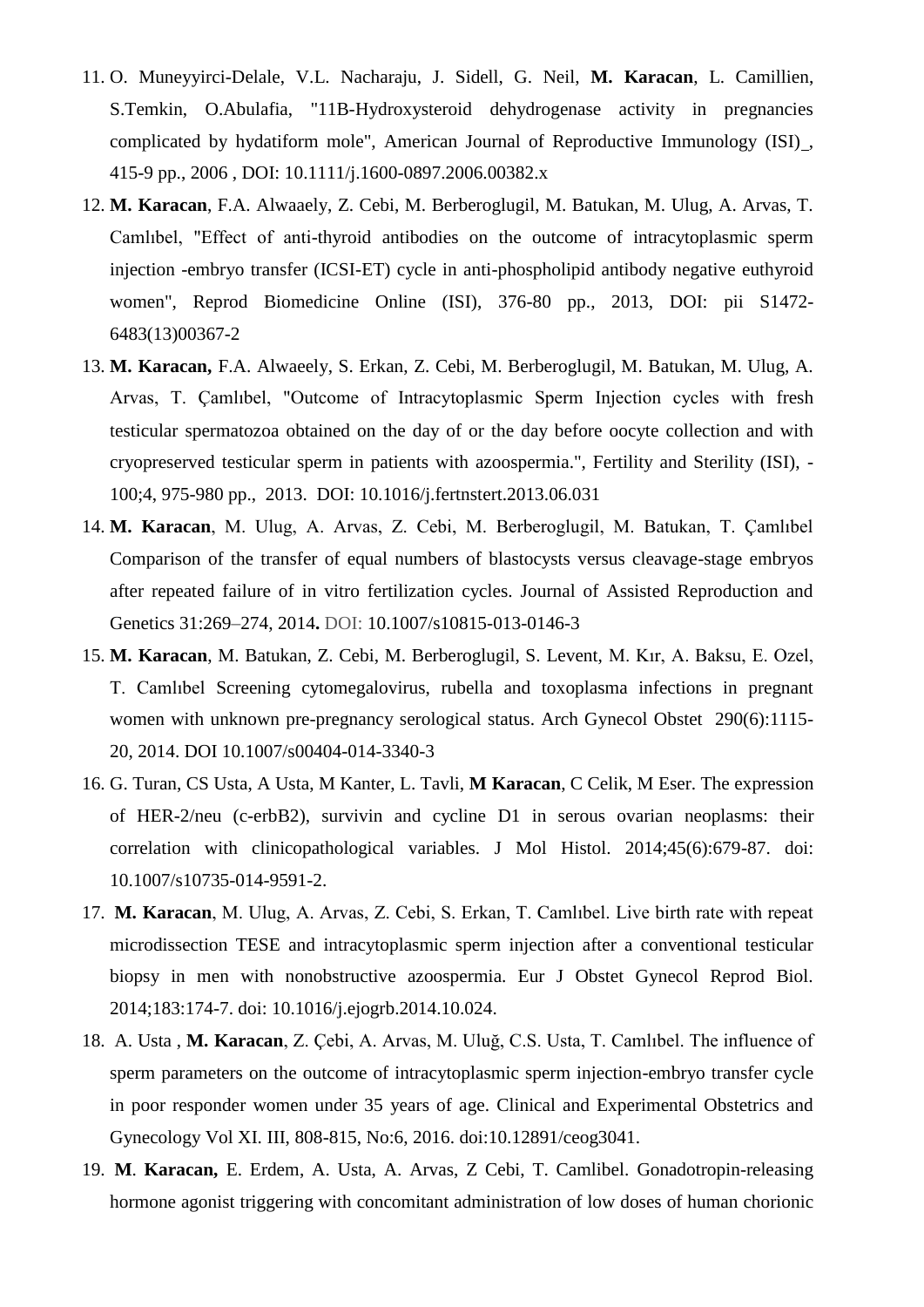11. O. Muneyyirci-Delale, V.L. Nacharaju, J. Sidell, G. Neil, **M. Karacan**, L. Camillien, S.Temkin, O.Abulafia, "11B-Hydroxysteroid dehydrogenase activity in pregnancies complicated by hydatiform mole", American Journal of Reproductive Immunology (ISI)_, 415-9 pp., 2006 , DOI: 10.1111/j.1600-0897.2006.00382.x
12. **M. Karacan**, F.A. Alwaaely, Z. Cebi, M. Berberoglugil, M. Batukan, M. Ulug, A. Arvas, T. Camlıbel, "Effect of anti-thyroid antibodies on the outcome of intracytoplasmic sperm injection -embryo transfer (ICSI-ET) cycle in anti-phospholipid antibody negative euthyroid women", Reprod Biomedicine Online (ISI), 376-80 pp., 2013, DOI: pii S1472-6483(13)00367-2
13. **M. Karacan,** F.A. Alwaeely, S. Erkan, Z. Cebi, M. Berberoglugil, M. Batukan, M. Ulug, A. Arvas, T. Çamlıbel, "Outcome of Intracytoplasmic Sperm Injection cycles with fresh testicular spermatozoa obtained on the day of or the day before oocyte collection and with cryopreserved testicular sperm in patients with azoospermia.", Fertility and Sterility (ISI), -100;4, 975-980 pp., 2013. DOI: 10.1016/j.fertnstert.2013.06.031
14. **M. Karacan**, M. Ulug, A. Arvas, Z. Cebi, M. Berberoglugil, M. Batukan, T. Çamlıbel Comparison of the transfer of equal numbers of blastocysts versus cleavage-stage embryos after repeated failure of in vitro fertilization cycles. Journal of Assisted Reproduction and Genetics 31:269–274, 2014**.** DOI: 10.1007/s10815-013-0146-3
15. **M. Karacan**, M. Batukan, Z. Cebi, M. Berberoglugil, S. Levent, M. Kır, A. Baksu, E. Ozel, T. Camlıbel Screening cytomegalovirus, rubella and toxoplasma infections in pregnant women with unknown pre-pregnancy serological status. Arch Gynecol Obstet 290(6):1115-20, 2014. DOI 10.1007/s00404-014-3340-3
16. G. Turan, CS Usta, A Usta, M Kanter, L. Tavli, **M Karacan**, C Celik, M Eser. The expression of HER-2/neu (c-erbB2), survivin and cycline D1 in serous ovarian neoplasms: their correlation with clinicopathological variables. J Mol Histol. 2014;45(6):679-87. doi: 10.1007/s10735-014-9591-2.
17. **M. Karacan**, M. Ulug, A. Arvas, Z. Cebi, S. Erkan, T. Camlıbel. Live birth rate with repeat microdissection TESE and intracytoplasmic sperm injection after a conventional testicular biopsy in men with nonobstructive azoospermia. Eur J Obstet Gynecol Reprod Biol. 2014;183:174-7. doi: 10.1016/j.ejogrb.2014.10.024.
18. A. Usta , **M. Karacan**, Z. Çebi, A. Arvas, M. Uluğ, C.S. Usta, T. Camlıbel. The influence of sperm parameters on the outcome of intracytoplasmic sperm injection-embryo transfer cycle in poor responder women under 35 years of age. Clinical and Experimental Obstetrics and Gynecology Vol XI. III, 808-815, No:6, 2016. doi:10.12891/ceog3041.
19. **M**. **Karacan,** E. Erdem, A. Usta, A. Arvas, Z Cebi, T. Camlibel. Gonadotropin-releasing hormone agonist triggering with concomitant administration of low doses of human chorionic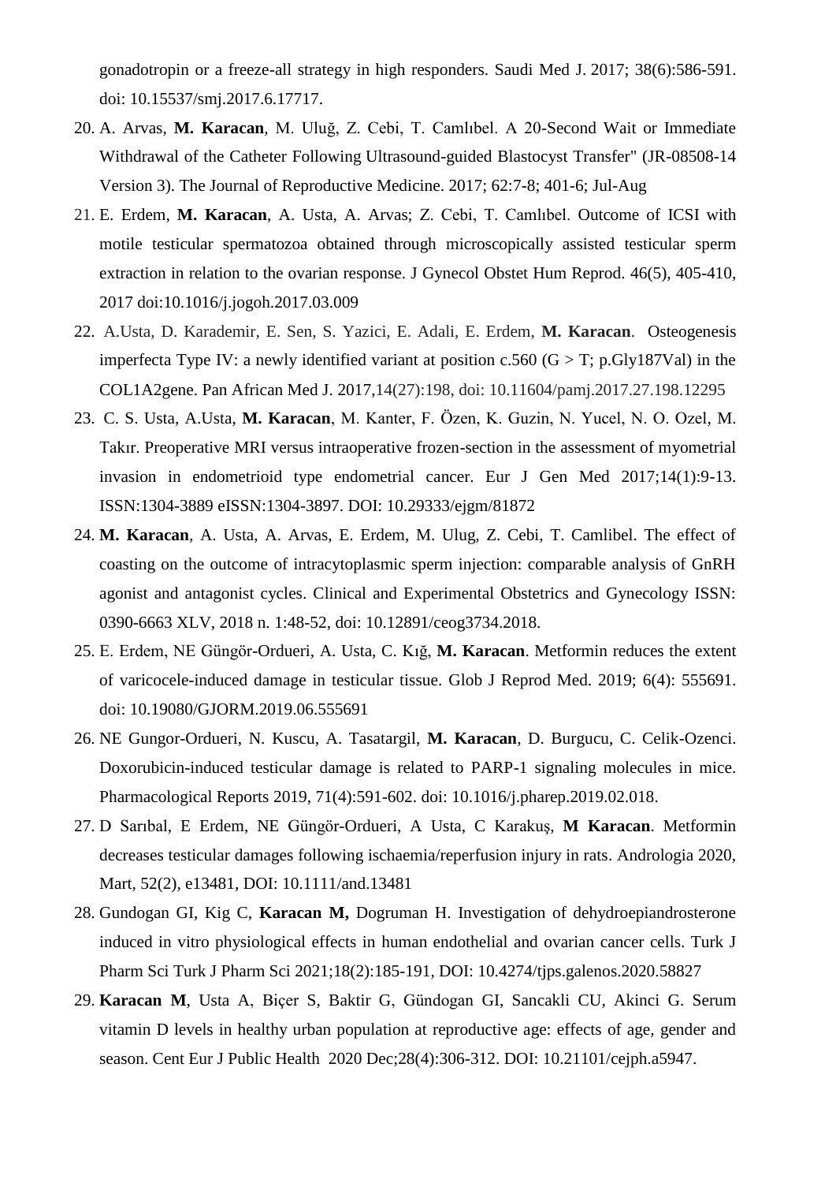gonadotropin or a freeze-all strategy in high responders. Saudi Med J. 2017; 38(6):586-591. doi: 10.15537/smj.2017.6.17717.

20. A. Arvas, **M. Karacan**, M. Uluğ, Z. Cebi, T. Camlıbel. A 20-Second Wait or Immediate Withdrawal of the Catheter Following Ultrasound-guided Blastocyst Transfer" (JR-08508-14 Version 3). The Journal of Reproductive Medicine. 2017; 62:7-8; 401-6; Jul-Aug
21. E. Erdem, **M. Karacan**, A. Usta, A. Arvas; Z. Cebi, T. Camlıbel. Outcome of ICSI with motile testicular spermatozoa obtained through microscopically assisted testicular sperm extraction in relation to the ovarian response. J Gynecol Obstet Hum Reprod. 46(5), 405-410, 2017 doi:10.1016/j.jogoh.2017.03.009
22. A.Usta, D. Karademir, E. Sen, S. Yazici, E. Adali, E. Erdem, **M. Karacan**. Osteogenesis imperfecta Type IV: a newly identified variant at position c.560 (G > T; p.Gly187Val) in the COL1A2gene. Pan African Med J. 2017,14(27):198, doi: 10.11604/pamj.2017.27.198.12295
23. C. S. Usta, A.Usta, **M. Karacan**, M. Kanter, F. Özen, K. Guzin, N. Yucel, N. O. Ozel, M. Takır. Preoperative MRI versus intraoperative frozen-section in the assessment of myometrial invasion in endometrioid type endometrial cancer. Eur J Gen Med 2017;14(1):9-13. ISSN:1304-3889 eISSN:1304-3897. DOI: 10.29333/ejgm/81872
24. **M. Karacan**, A. Usta, A. Arvas, E. Erdem, M. Ulug, Z. Cebi, T. Camlibel. The effect of coasting on the outcome of intracytoplasmic sperm injection: comparable analysis of GnRH agonist and antagonist cycles. Clinical and Experimental Obstetrics and Gynecology ISSN: 0390-6663 XLV, 2018 n. 1:48-52, doi: 10.12891/ceog3734.2018.
25. E. Erdem, NE Güngör-Ordueri, A. Usta, C. Kığ, **M. Karacan**. Metformin reduces the extent of varicocele-induced damage in testicular tissue. Glob J Reprod Med. 2019; 6(4): 555691. doi: 10.19080/GJORM.2019.06.555691
26. NE Gungor-Ordueri, N. Kuscu, A. Tasatargil, **M. Karacan**, D. Burgucu, C. Celik-Ozenci. Doxorubicin-induced testicular damage is related to PARP-1 signaling molecules in mice. Pharmacological Reports 2019, 71(4):591-602. doi: 10.1016/j.pharep.2019.02.018.
27. D Sarıbal, E Erdem, NE Güngör-Ordueri, A Usta, C Karakuş, **M Karacan**. Metformin decreases testicular damages following ischaemia/reperfusion injury in rats. Andrologia 2020, Mart, 52(2), e13481, DOI: 10.1111/and.13481
28. Gundogan GI, Kig C, **Karacan M,** Dogruman H. Investigation of dehydroepiandrosterone induced in vitro physiological effects in human endothelial and ovarian cancer cells. Turk J Pharm Sci Turk J Pharm Sci 2021;18(2):185-191, DOI: 10.4274/tjps.galenos.2020.58827
29. **Karacan M**, Usta A, Biçer S, Baktir G, Gündogan GI, Sancakli CU, Akinci G. Serum vitamin D levels in healthy urban population at reproductive age: effects of age, gender and season. Cent Eur J Public Health 2020 Dec;28(4):306-312. DOI: 10.21101/cejph.a5947.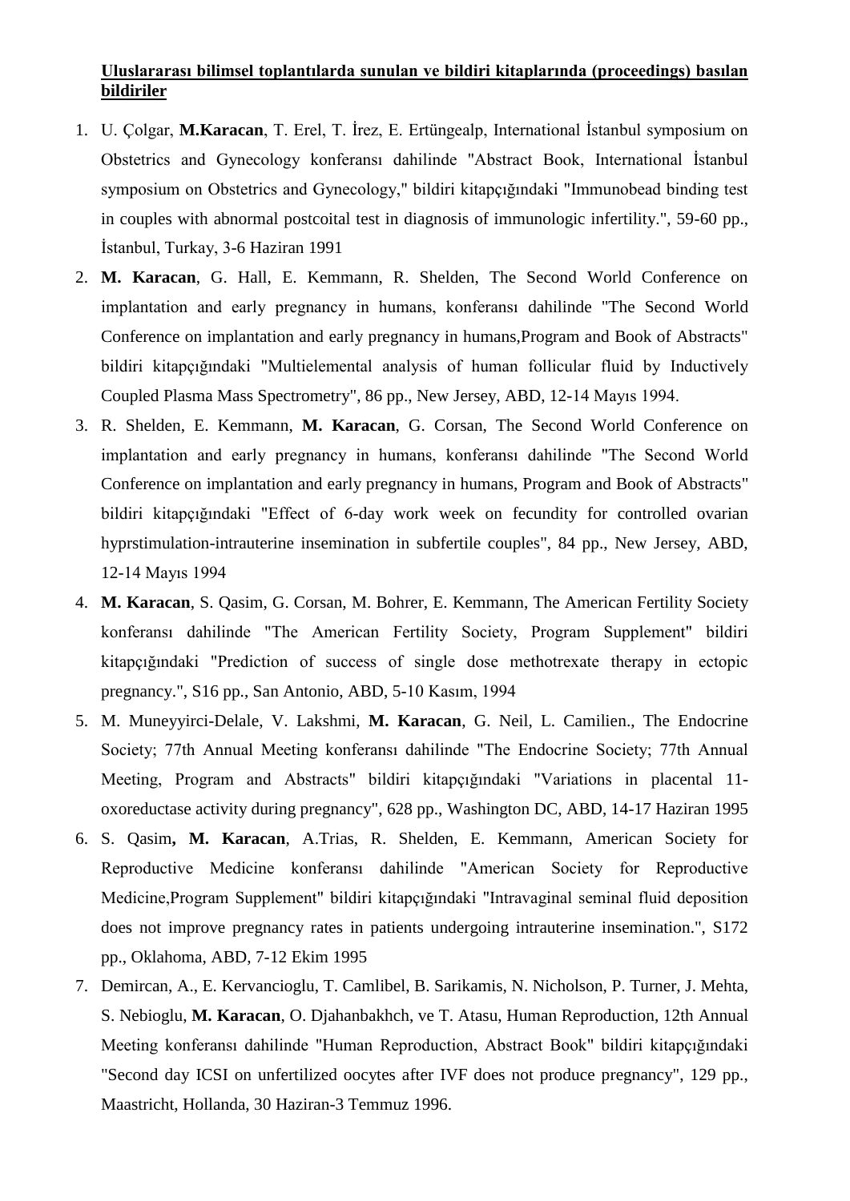**Uluslararası bilimsel toplantılarda sunulan ve bildiri kitaplarında (proceedings) basılan bildiriler**

1. U. Çolgar, **M.Karacan**, T. Erel, T. İrez, E. Ertüngealp, International İstanbul symposium on Obstetrics and Gynecology konferansı dahilinde "Abstract Book, International İstanbul symposium on Obstetrics and Gynecology," bildiri kitapçığındaki "Immunobead binding test in couples with abnormal postcoital test in diagnosis of immunologic infertility.", 59-60 pp., İstanbul, Turkay, 3-6 Haziran 1991
2. **M. Karacan**, G. Hall, E. Kemmann, R. Shelden, The Second World Conference on implantation and early pregnancy in humans, konferansı dahilinde "The Second World Conference on implantation and early pregnancy in humans,Program and Book of Abstracts" bildiri kitapçığındaki "Multielemental analysis of human follicular fluid by Inductively Coupled Plasma Mass Spectrometry", 86 pp., New Jersey, ABD, 12-14 Mayıs 1994.
3. R. Shelden, E. Kemmann, **M. Karacan**, G. Corsan, The Second World Conference on implantation and early pregnancy in humans, konferansı dahilinde "The Second World Conference on implantation and early pregnancy in humans, Program and Book of Abstracts" bildiri kitapçığındaki "Effect of 6-day work week on fecundity for controlled ovarian hyprstimulation-intrauterine insemination in subfertile couples", 84 pp., New Jersey, ABD, 12-14 Mayıs 1994
4. **M. Karacan**, S. Qasim, G. Corsan, M. Bohrer, E. Kemmann, The American Fertility Society konferansı dahilinde "The American Fertility Society, Program Supplement" bildiri kitapçığındaki "Prediction of success of single dose methotrexate therapy in ectopic pregnancy.", S16 pp., San Antonio, ABD, 5-10 Kasım, 1994
5. M. Muneyyirci-Delale, V. Lakshmi, **M. Karacan**, G. Neil, L. Camilien., The Endocrine Society; 77th Annual Meeting konferansı dahilinde "The Endocrine Society; 77th Annual Meeting, Program and Abstracts" bildiri kitapçığındaki "Variations in placental 11-oxoreductase activity during pregnancy", 628 pp., Washington DC, ABD, 14-17 Haziran 1995
6. S. Qasim**, M. Karacan**, A.Trias, R. Shelden, E. Kemmann, American Society for Reproductive Medicine konferansı dahilinde "American Society for Reproductive Medicine,Program Supplement" bildiri kitapçığındaki "Intravaginal seminal fluid deposition does not improve pregnancy rates in patients undergoing intrauterine insemination.", S172 pp., Oklahoma, ABD, 7-12 Ekim 1995
7. Demircan, A., E. Kervancioglu, T. Camlibel, B. Sarikamis, N. Nicholson, P. Turner, J. Mehta, S. Nebioglu, **M. Karacan**, O. Djahanbakhch, ve T. Atasu, Human Reproduction, 12th Annual Meeting konferansı dahilinde "Human Reproduction, Abstract Book" bildiri kitapçığındaki "Second day ICSI on unfertilized oocytes after IVF does not produce pregnancy", 129 pp., Maastricht, Hollanda, 30 Haziran-3 Temmuz 1996.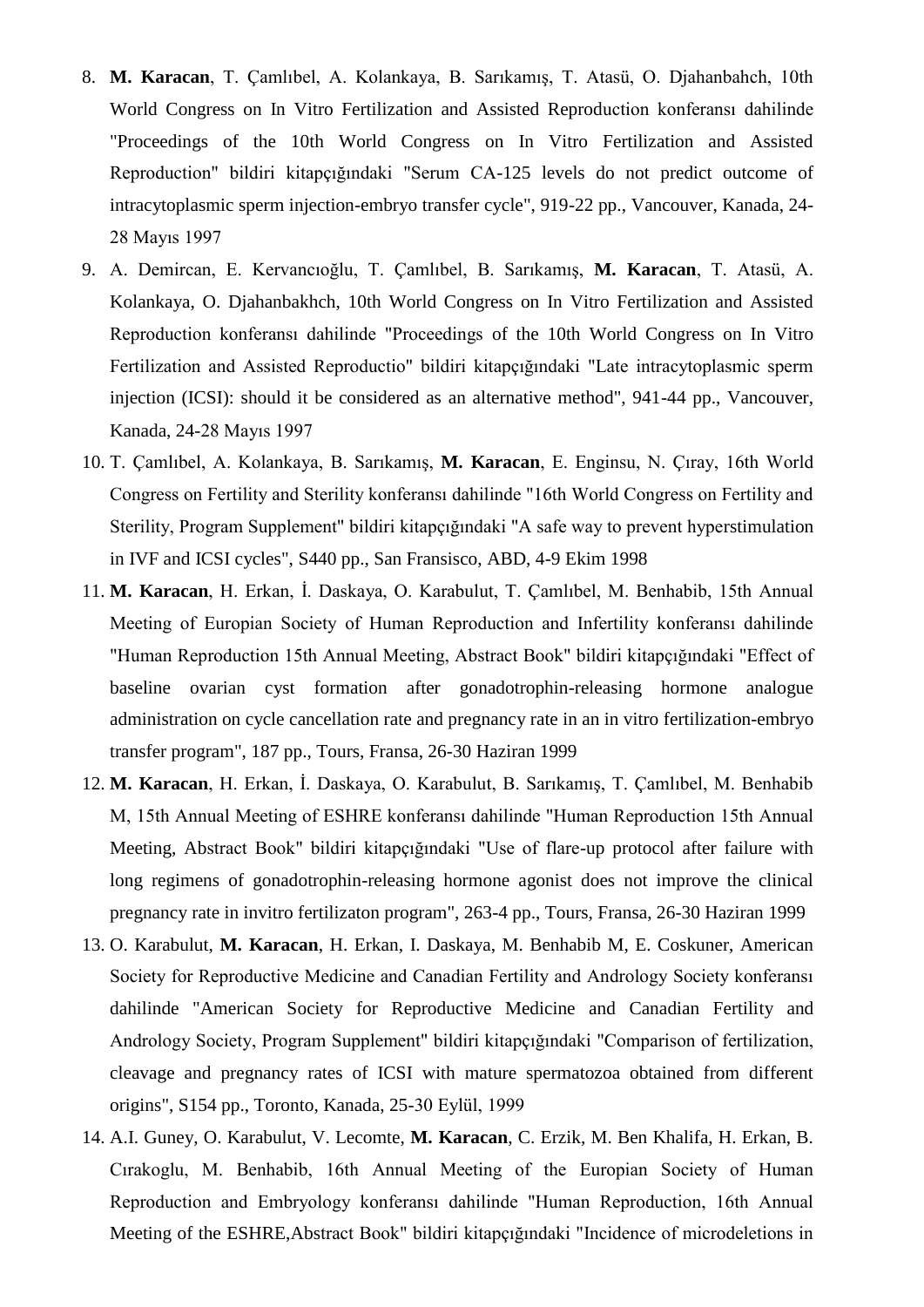8. **M. Karacan**, T. Çamlıbel, A. Kolankaya, B. Sarıkamış, T. Atasü, O. Djahanbahch, 10th World Congress on In Vitro Fertilization and Assisted Reproduction konferansı dahilinde "Proceedings of the 10th World Congress on In Vitro Fertilization and Assisted Reproduction" bildiri kitapçığındaki "Serum CA-125 levels do not predict outcome of intracytoplasmic sperm injection-embryo transfer cycle", 919-22 pp., Vancouver, Kanada, 24-28 Mayıs 1997
9. A. Demircan, E. Kervancıoğlu, T. Çamlıbel, B. Sarıkamış, **M. Karacan**, T. Atasü, A. Kolankaya, O. Djahanbakhch, 10th World Congress on In Vitro Fertilization and Assisted Reproduction konferansı dahilinde "Proceedings of the 10th World Congress on In Vitro Fertilization and Assisted Reproductio" bildiri kitapçığındaki "Late intracytoplasmic sperm injection (ICSI): should it be considered as an alternative method", 941-44 pp., Vancouver, Kanada, 24-28 Mayıs 1997
10. T. Çamlıbel, A. Kolankaya, B. Sarıkamış, **M. Karacan**, E. Enginsu, N. Çıray, 16th World Congress on Fertility and Sterility konferansı dahilinde "16th World Congress on Fertility and Sterility, Program Supplement" bildiri kitapçığındaki "A safe way to prevent hyperstimulation in IVF and ICSI cycles", S440 pp., San Fransisco, ABD, 4-9 Ekim 1998
11. **M. Karacan**, H. Erkan, İ. Daskaya, O. Karabulut, T. Çamlıbel, M. Benhabib, 15th Annual Meeting of Europian Society of Human Reproduction and Infertility konferansı dahilinde "Human Reproduction 15th Annual Meeting, Abstract Book" bildiri kitapçığındaki "Effect of baseline ovarian cyst formation after gonadotrophin-releasing hormone analogue administration on cycle cancellation rate and pregnancy rate in an in vitro fertilization-embryo transfer program", 187 pp., Tours, Fransa, 26-30 Haziran 1999
12. **M. Karacan**, H. Erkan, İ. Daskaya, O. Karabulut, B. Sarıkamış, T. Çamlıbel, M. Benhabib M, 15th Annual Meeting of ESHRE konferansı dahilinde "Human Reproduction 15th Annual Meeting, Abstract Book" bildiri kitapçığındaki "Use of flare-up protocol after failure with long regimens of gonadotrophin-releasing hormone agonist does not improve the clinical pregnancy rate in invitro fertilizaton program", 263-4 pp., Tours, Fransa, 26-30 Haziran 1999
13. O. Karabulut, **M. Karacan**, H. Erkan, I. Daskaya, M. Benhabib M, E. Coskuner, American Society for Reproductive Medicine and Canadian Fertility and Andrology Society konferansı dahilinde "American Society for Reproductive Medicine and Canadian Fertility and Andrology Society, Program Supplement" bildiri kitapçığındaki "Comparison of fertilization, cleavage and pregnancy rates of ICSI with mature spermatozoa obtained from different origins", S154 pp., Toronto, Kanada, 25-30 Eylül, 1999
14. A.I. Guney, O. Karabulut, V. Lecomte, **M. Karacan**, C. Erzik, M. Ben Khalifa, H. Erkan, B. Cırakoglu, M. Benhabib, 16th Annual Meeting of the Europian Society of Human Reproduction and Embryology konferansı dahilinde "Human Reproduction, 16th Annual Meeting of the ESHRE,Abstract Book" bildiri kitapçığındaki "Incidence of microdeletions in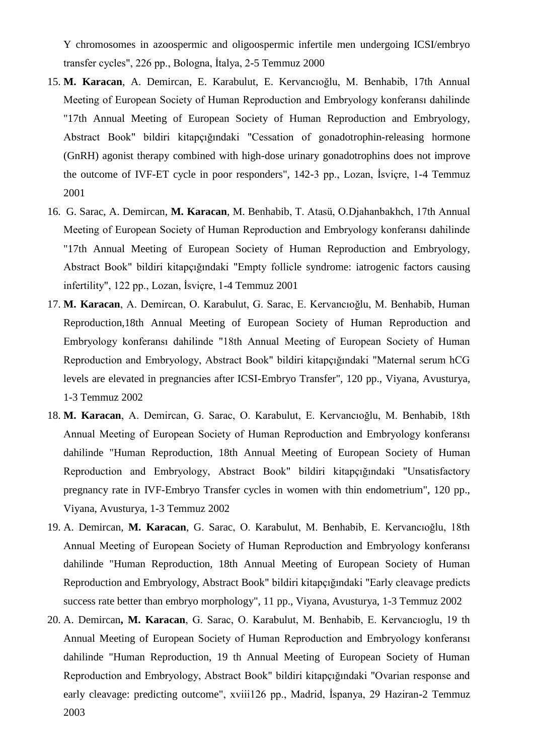Y chromosomes in azoospermic and oligoospermic infertile men undergoing ICSI/embryo transfer cycles", 226 pp., Bologna, İtalya, 2-5 Temmuz 2000

15. **M. Karacan**, A. Demircan, E. Karabulut, E. Kervancıoğlu, M. Benhabib, 17th Annual Meeting of European Society of Human Reproduction and Embryology konferansı dahilinde "17th Annual Meeting of European Society of Human Reproduction and Embryology, Abstract Book" bildiri kitapçığındaki "Cessation of gonadotrophin-releasing hormone (GnRH) agonist therapy combined with high-dose urinary gonadotrophins does not improve the outcome of IVF-ET cycle in poor responders", 142-3 pp., Lozan, İsviçre, 1-4 Temmuz 2001
16. G. Sarac, A. Demircan, **M. Karacan**, M. Benhabib, T. Atasü, O.Djahanbakhch, 17th Annual Meeting of European Society of Human Reproduction and Embryology konferansı dahilinde "17th Annual Meeting of European Society of Human Reproduction and Embryology, Abstract Book" bildiri kitapçığındaki "Empty follicle syndrome: iatrogenic factors causing infertility", 122 pp., Lozan, İsviçre, 1-4 Temmuz 2001
17. **M. Karacan**, A. Demircan, O. Karabulut, G. Sarac, E. Kervancıoğlu, M. Benhabib, Human Reproduction,18th Annual Meeting of European Society of Human Reproduction and Embryology konferansı dahilinde "18th Annual Meeting of European Society of Human Reproduction and Embryology, Abstract Book" bildiri kitapçığındaki "Maternal serum hCG levels are elevated in pregnancies after ICSI-Embryo Transfer", 120 pp., Viyana, Avusturya, 1-3 Temmuz 2002
18. **M. Karacan**, A. Demircan, G. Sarac, O. Karabulut, E. Kervancıoğlu, M. Benhabib, 18th Annual Meeting of European Society of Human Reproduction and Embryology konferansı dahilinde "Human Reproduction, 18th Annual Meeting of European Society of Human Reproduction and Embryology, Abstract Book" bildiri kitapçığındaki "Unsatisfactory pregnancy rate in IVF-Embryo Transfer cycles in women with thin endometrium", 120 pp., Viyana, Avusturya, 1-3 Temmuz 2002
19. A. Demircan, **M. Karacan**, G. Sarac, O. Karabulut, M. Benhabib, E. Kervancıoğlu, 18th Annual Meeting of European Society of Human Reproduction and Embryology konferansı dahilinde "Human Reproduction, 18th Annual Meeting of European Society of Human Reproduction and Embryology, Abstract Book" bildiri kitapçığındaki "Early cleavage predicts success rate better than embryo morphology", 11 pp., Viyana, Avusturya, 1-3 Temmuz 2002
20. A. Demircan**, M. Karacan**, G. Sarac, O. Karabulut, M. Benhabib, E. Kervancıoglu, 19 th Annual Meeting of European Society of Human Reproduction and Embryology konferansı dahilinde "Human Reproduction, 19 th Annual Meeting of European Society of Human Reproduction and Embryology, Abstract Book" bildiri kitapçığındaki "Ovarian response and early cleavage: predicting outcome", xviii126 pp., Madrid, İspanya, 29 Haziran-2 Temmuz 2003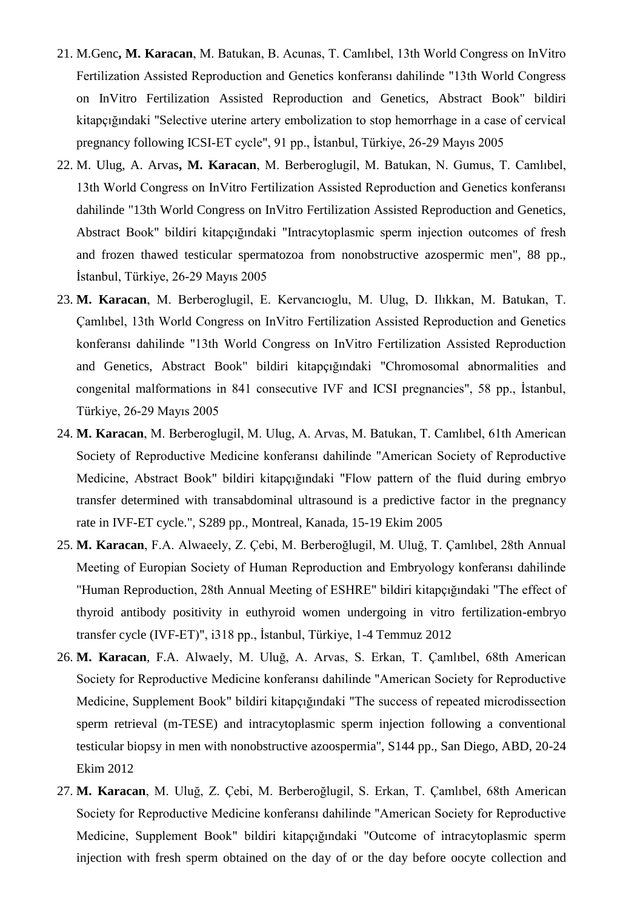21. M.Genc**, M. Karacan**, M. Batukan, B. Acunas, T. Camlıbel, 13th World Congress on InVitro Fertilization Assisted Reproduction and Genetics konferansı dahilinde "13th World Congress on InVitro Fertilization Assisted Reproduction and Genetics, Abstract Book" bildiri kitapçığındaki "Selective uterine artery embolization to stop hemorrhage in a case of cervical pregnancy following ICSI-ET cycle", 91 pp., İstanbul, Türkiye, 26-29 Mayıs 2005
22. M. Ulug, A. Arvas**, M. Karacan**, M. Berberoglugil, M. Batukan, N. Gumus, T. Camlıbel, 13th World Congress on InVitro Fertilization Assisted Reproduction and Genetics konferansı dahilinde "13th World Congress on InVitro Fertilization Assisted Reproduction and Genetics, Abstract Book" bildiri kitapçığındaki "Intracytoplasmic sperm injection outcomes of fresh and frozen thawed testicular spermatozoa from nonobstructive azospermic men", 88 pp., İstanbul, Türkiye, 26-29 Mayıs 2005
23. **M. Karacan**, M. Berberoglugil, E. Kervancıoglu, M. Ulug, D. Ilıkkan, M. Batukan, T. Çamlıbel, 13th World Congress on InVitro Fertilization Assisted Reproduction and Genetics konferansı dahilinde "13th World Congress on InVitro Fertilization Assisted Reproduction and Genetics, Abstract Book" bildiri kitapçığındaki "Chromosomal abnormalities and congenital malformations in 841 consecutive IVF and ICSI pregnancies", 58 pp., İstanbul, Türkiye, 26-29 Mayıs 2005
24. **M. Karacan**, M. Berberoglugil, M. Ulug, A. Arvas, M. Batukan, T. Camlıbel, 61th American Society of Reproductive Medicine konferansı dahilinde "American Society of Reproductive Medicine, Abstract Book" bildiri kitapçığındaki "Flow pattern of the fluid during embryo transfer determined with transabdominal ultrasound is a predictive factor in the pregnancy rate in IVF-ET cycle.", S289 pp., Montreal, Kanada, 15-19 Ekim 2005
25. **M. Karacan**, F.A. Alwaeely, Z. Çebi, M. Berberoğlugil, M. Uluğ, T. Çamlıbel, 28th Annual Meeting of Europian Society of Human Reproduction and Embryology konferansı dahilinde "Human Reproduction, 28th Annual Meeting of ESHRE" bildiri kitapçığındaki "The effect of thyroid antibody positivity in euthyroid women undergoing in vitro fertilization-embryo transfer cycle (IVF-ET)", i318 pp., İstanbul, Türkiye, 1-4 Temmuz 2012
26. **M. Karacan**, F.A. Alwaely, M. Uluğ, A. Arvas, S. Erkan, T. Çamlıbel, 68th American Society for Reproductive Medicine konferansı dahilinde "American Society for Reproductive Medicine, Supplement Book" bildiri kitapçığındaki "The success of repeated microdissection sperm retrieval (m-TESE) and intracytoplasmic sperm injection following a conventional testicular biopsy in men with nonobstructive azoospermia", S144 pp., San Diego, ABD, 20-24 Ekim 2012
27. **M. Karacan**, M. Uluğ, Z. Çebi, M. Berberoğlugil, S. Erkan, T. Çamlıbel, 68th American Society for Reproductive Medicine konferansı dahilinde "American Society for Reproductive Medicine, Supplement Book" bildiri kitapçığındaki "Outcome of intracytoplasmic sperm injection with fresh sperm obtained on the day of or the day before oocyte collection and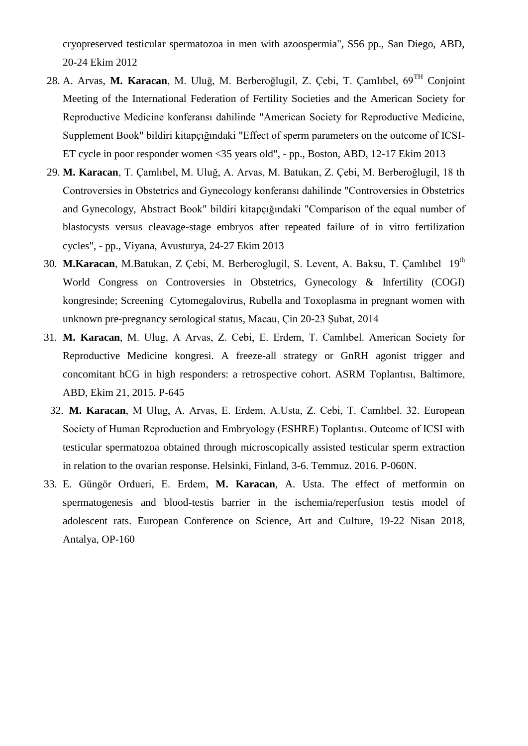cryopreserved testicular spermatozoa in men with azoospermia", S56 pp., San Diego, ABD, 20-24 Ekim 2012

28. A. Arvas, **M. Karacan**, M. Uluğ, M. Berberoğlugil, Z. Çebi, T. Çamlıbel, 69$^{TH}$ Conjoint Meeting of the International Federation of Fertility Societies and the American Society for Reproductive Medicine konferansı dahilinde "American Society for Reproductive Medicine, Supplement Book" bildiri kitapçığındaki "Effect of sperm parameters on the outcome of ICSI-ET cycle in poor responder women <35 years old", - pp., Boston, ABD, 12-17 Ekim 2013
29. **M. Karacan**, T. Çamlıbel, M. Uluğ, A. Arvas, M. Batukan, Z. Çebi, M. Berberoğlugil, 18 th Controversies in Obstetrics and Gynecology konferansı dahilinde "Controversies in Obstetrics and Gynecology, Abstract Book" bildiri kitapçığındaki "Comparison of the equal number of blastocysts versus cleavage-stage embryos after repeated failure of in vitro fertilization cycles", - pp., Viyana, Avusturya, 24-27 Ekim 2013
30. **M.Karacan**, M.Batukan, Z Çebi, M. Berberoglugil, S. Levent, A. Baksu, T. Çamlıbel 19$^{th}$ World Congress on Controversies in Obstetrics, Gynecology & Infertility (COGI) kongresinde; Screening Cytomegalovirus, Rubella and Toxoplasma in pregnant women with unknown pre-pregnancy serological status, Macau, Çin 20-23 Şubat, 2014
31. **M. Karacan**, M. Ulug, A Arvas, Z. Cebi, E. Erdem, T. Camlıbel. American Society for Reproductive Medicine kongresi. A freeze-all strategy or GnRH agonist trigger and concomitant hCG in high responders: a retrospective cohort. ASRM Toplantısı, Baltimore, ABD, Ekim 21, 2015. P-645
32. **M. Karacan**, M Ulug, A. Arvas, E. Erdem, A.Usta, Z. Cebi, T. Camlıbel. 32. European Society of Human Reproduction and Embryology (ESHRE) Toplantısı. Outcome of ICSI with testicular spermatozoa obtained through microscopically assisted testicular sperm extraction in relation to the ovarian response. Helsinki, Finland, 3-6. Temmuz. 2016. P-060N.
33. E. Güngör Ordueri, E. Erdem, **M. Karacan**, A. Usta. The effect of metformin on spermatogenesis and blood-testis barrier in the ischemia/reperfusion testis model of adolescent rats. European Conference on Science, Art and Culture, 19-22 Nisan 2018, Antalya, OP-160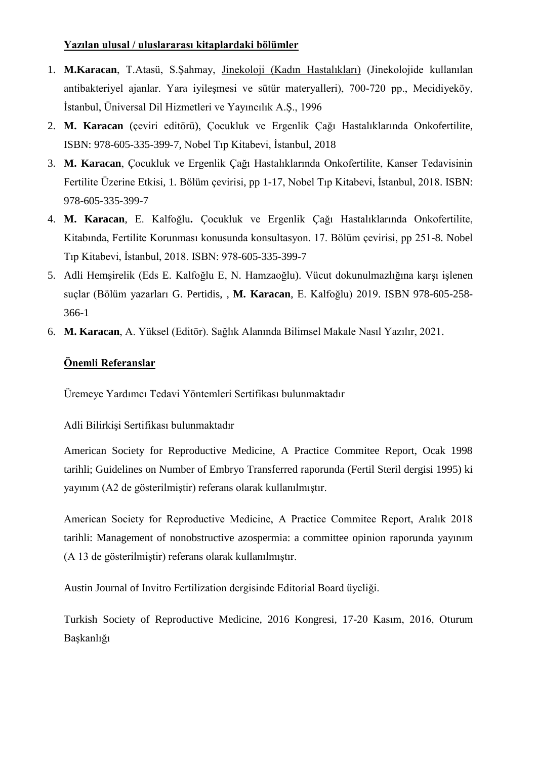**<u>Yazılan ulusal / uluslararası kitaplardaki bölümler</u>**

1. **M.Karacan**, T.Atasü, S.Şahmay, <u>Jinekoloji (Kadın Hastalıkları)</u> (Jinekolojide kullanılan antibakteriyel ajanlar. Yara iyileşmesi ve sütür materyalleri), 700-720 pp., Mecidiyeköy, İstanbul, Üniversal Dil Hizmetleri ve Yayıncılık A.Ş., 1996
2. **M. Karacan** (çeviri editörü), Çocukluk ve Ergenlik Çağı Hastalıklarında Onkofertilite, ISBN: 978-605-335-399-7, Nobel Tıp Kitabevi, İstanbul, 2018
3. **M. Karacan**, Çocukluk ve Ergenlik Çağı Hastalıklarında Onkofertilite, Kanser Tedavisinin Fertilite Üzerine Etkisi, 1. Bölüm çevirisi, pp 1-17, Nobel Tıp Kitabevi, İstanbul, 2018. ISBN: 978-605-335-399-7
4. **M. Karacan**, E. Kalfoğlu**.** Çocukluk ve Ergenlik Çağı Hastalıklarında Onkofertilite, Kitabında, Fertilite Korunması konusunda konsultasyon. 17. Bölüm çevirisi, pp 251-8. Nobel Tıp Kitabevi, İstanbul, 2018. ISBN: 978-605-335-399-7
5. Adli Hemşirelik (Eds E. Kalfoğlu E, N. Hamzaoğlu). Vücut dokunulmazlığına karşı işlenen suçlar (Bölüm yazarları G. Pertidis, , **M. Karacan**, E. Kalfoğlu) 2019. ISBN 978-605-258-366-1
6. **M. Karacan**, A. Yüksel (Editör). Sağlık Alanında Bilimsel Makale Nasıl Yazılır, 2021.

**<u>Önemli Referanslar</u>**

Üremeye Yardımcı Tedavi Yöntemleri Sertifikası bulunmaktadır

Adli Bilirkişi Sertifikası bulunmaktadır

American Society for Reproductive Medicine, A Practice Commitee Report, Ocak 1998 tarihli; Guidelines on Number of Embryo Transferred raporunda (Fertil Steril dergisi 1995) ki yayınım (A2 de gösterilmiştir) referans olarak kullanılmıştır.

American Society for Reproductive Medicine, A Practice Commitee Report, Aralık 2018 tarihli: Management of nonobstructive azospermia: a committee opinion raporunda yayınım (A 13 de gösterilmiştir) referans olarak kullanılmıştır.

Austin Journal of Invitro Fertilization dergisinde Editorial Board üyeliği.

Turkish Society of Reproductive Medicine, 2016 Kongresi, 17-20 Kasım, 2016, Oturum Başkanlığı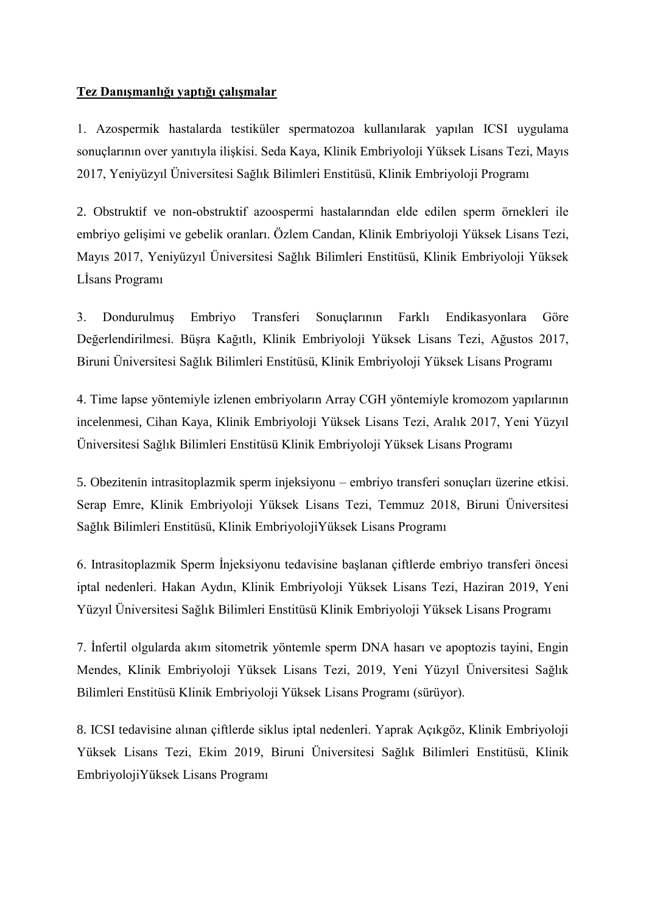**Tez Danışmanlığı yaptığı çalışmalar**

1. Azospermik hastalarda testiküler spermatozoa kullanılarak yapılan ICSI uygulama sonuçlarının over yanıtıyla ilişkisi. Seda Kaya, Klinik Embriyoloji Yüksek Lisans Tezi, Mayıs 2017, Yeniyüzyıl Üniversitesi Sağlık Bilimleri Enstitüsü, Klinik Embriyoloji Programı

2. Obstruktif ve non-obstruktif azoospermi hastalarından elde edilen sperm örnekleri ile embriyo gelişimi ve gebelik oranları. Özlem Candan, Klinik Embriyoloji Yüksek Lisans Tezi, Mayıs 2017, Yeniyüzyıl Üniversitesi Sağlık Bilimleri Enstitüsü, Klinik Embriyoloji Yüksek LİsansProgramı

3. Dondurulmuş Embriyo Transferi Sonuçlarının Farklı Endikasyonlara Göre Değerlendirilmesi. Büşra Kağıtlı, Klinik Embriyoloji Yüksek Lisans Tezi, Ağustos 2017, Biruni Üniversitesi Sağlık Bilimleri Enstitüsü, Klinik Embriyoloji Yüksek Lisans Programı

4. Time lapse yöntemiyle izlenen embriyoların Array CGH yöntemiyle kromozom yapılarının incelenmesi, Cihan Kaya, Klinik Embriyoloji Yüksek Lisans Tezi, Aralık 2017, Yeni Yüzyıl Üniversitesi Sağlık Bilimleri Enstitüsü Klinik Embriyoloji Yüksek Lisans Programı

5. Obezitenin intrasitoplazmik sperm injeksiyonu – embriyo transferi sonuçları üzerine etkisi. Serap Emre, Klinik Embriyoloji Yüksek Lisans Tezi, Temmuz 2018, Biruni Üniversitesi Sağlık Bilimleri Enstitüsü, Klinik EmbriyolojiYüksek Lisans Programı

6. Intrasitoplazmik Sperm İnjeksiyonu tedavisine başlanan çiftlerde embriyo transferi öncesi iptal nedenleri. Hakan Aydın, Klinik Embriyoloji Yüksek Lisans Tezi, Haziran 2019, Yeni Yüzyıl Üniversitesi Sağlık Bilimleri Enstitüsü Klinik Embriyoloji Yüksek Lisans Programı

7. İnfertil olgularda akım sitometrik yöntemle sperm DNA hasarı ve apoptozis tayini, Engin Mendes, Klinik Embriyoloji Yüksek Lisans Tezi, 2019, Yeni Yüzyıl Üniversitesi Sağlık Bilimleri Enstitüsü Klinik Embriyoloji Yüksek Lisans Programı (sürüyor).

8. ICSI tedavisine alınan çiftlerde siklus iptal nedenleri. Yaprak Açıkgöz, Klinik Embriyoloji Yüksek Lisans Tezi, Ekim 2019, Biruni Üniversitesi Sağlık Bilimleri Enstitüsü, Klinik EmbriyolojiYüksek Lisans Programı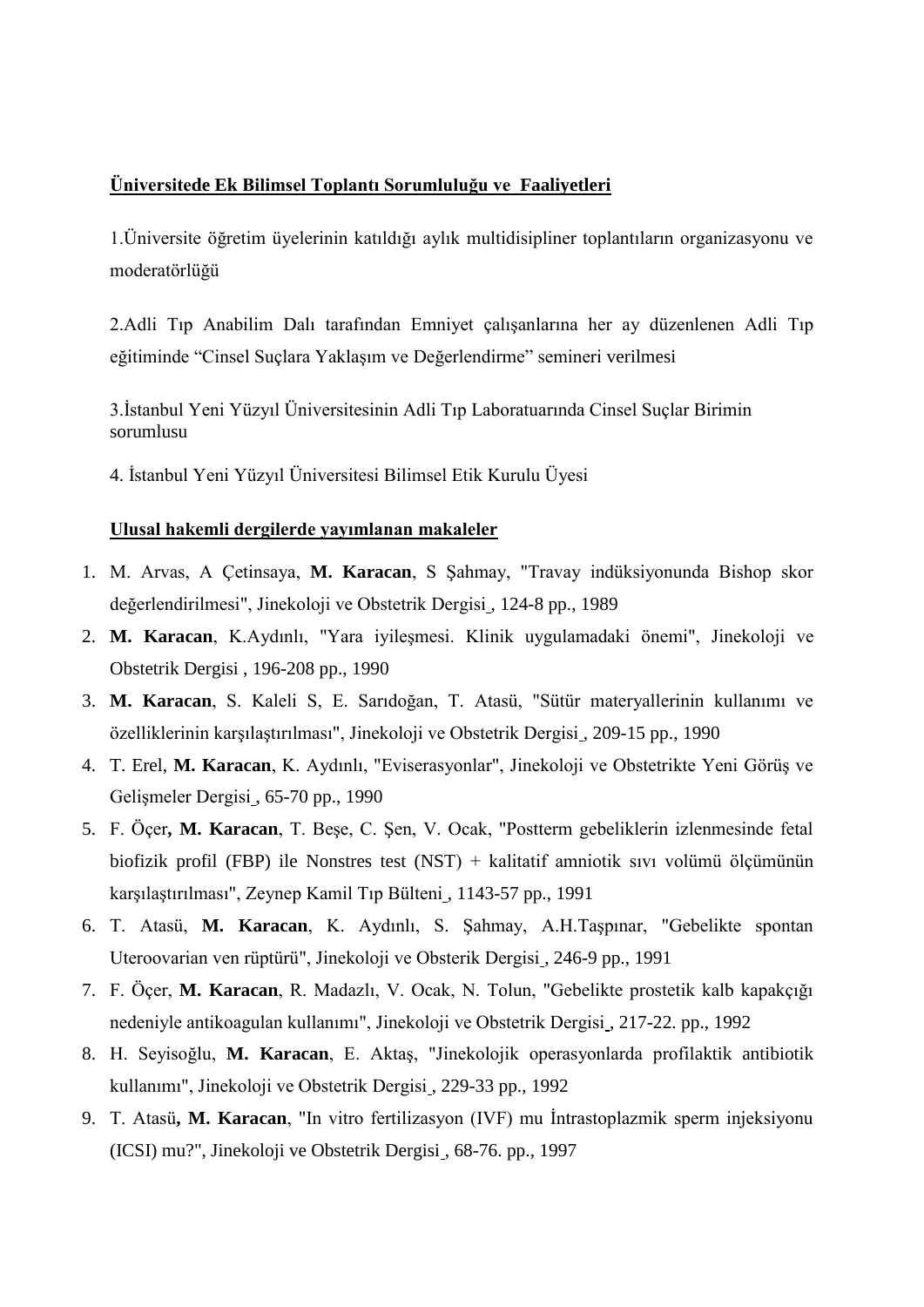**Üniversitede Ek Bilimsel Toplantı Sorumluluğu ve Faaliyetleri**

1.Üniversite öğretim üyelerinin katıldığı aylık multidisipliner toplantıların organizasyonu ve moderatörlüğü

2.Adli Tıp Anabilim Dalı tarafından Emniyet çalışanlarına her ay düzenlenen Adli Tıp eğitiminde "Cinsel Suçlara Yaklaşım ve Değerlendirme" semineri verilmesi

3.İstanbul Yeni Yüzyıl Üniversitesinin Adli Tıp Laboratuarında Cinsel Suçlar Birimin sorumlusu

4. İstanbul Yeni Yüzyıl Üniversitesi Bilimsel Etik Kurulu Üyesi

**Ulusal hakemli dergilerde yayımlanan makaleler**

1. M. Arvas, A Çetinsaya, **M. Karacan**, S Şahmay, "Travay indüksiyonunda Bishop skor değerlendirilmesi", Jinekoloji ve Obstetrik Dergisi¸ 124-8 pp., 1989
2. **M. Karacan**, K.Aydınlı, "Yara iyileşmesi. Klinik uygulamadaki önemi", Jinekoloji ve Obstetrik Dergisi , 196-208 pp., 1990
3. **M. Karacan**, S. Kaleli S, E. Sarıdoğan, T. Atasü, "Sütür materyallerinin kullanımı ve özelliklerinin karşılaştırılması", Jinekoloji ve Obstetrik Dergisi¸ 209-15 pp., 1990
4. T. Erel, **M. Karacan**, K. Aydınlı, "Eviserasyonlar", Jinekoloji ve Obstetrikte Yeni Görüş ve Gelişmeler Dergisi¸ 65-70 pp., 1990
5. F. Öçer**, M. Karacan**, T. Beşe, C. Şen, V. Ocak, "Postterm gebeliklerin izlenmesinde fetal biofizik profil (FBP) ile Nonstres test (NST) + kalitatif amniotik sıvı volümü ölçümünün karşılaştırılması", Zeynep Kamil Tıp Bülteni¸ 1143-57 pp., 1991
6. T. Atasü, **M. Karacan**, K. Aydınlı, S. Şahmay, A.H.Taşpınar, "Gebelikte spontan Uteroovarian ven rüptürü", Jinekoloji ve Obsterik Dergisi¸ 246-9 pp., 1991
7. F. Öçer, **M. Karacan**, R. Madazlı, V. Ocak, N. Tolun, "Gebelikte prostetik kalb kapakçığı nedeniyle antikoagulan kullanımı", Jinekoloji ve Obstetrik Dergisi¸ 217-22. pp., 1992
8. H. Seyisoğlu, **M. Karacan**, E. Aktaş, "Jinekolojik operasyonlarda profilaktik antibiotik kullanımı", Jinekoloji ve Obstetrik Dergisi¸ 229-33 pp., 1992
9. T. Atasü**, M. Karacan**, "In vitro fertilizasyon (IVF) mu İntrastoplazmik sperm injeksiyonu (ICSI) mu?", Jinekoloji ve Obstetrik Dergisi¸ 68-76. pp., 1997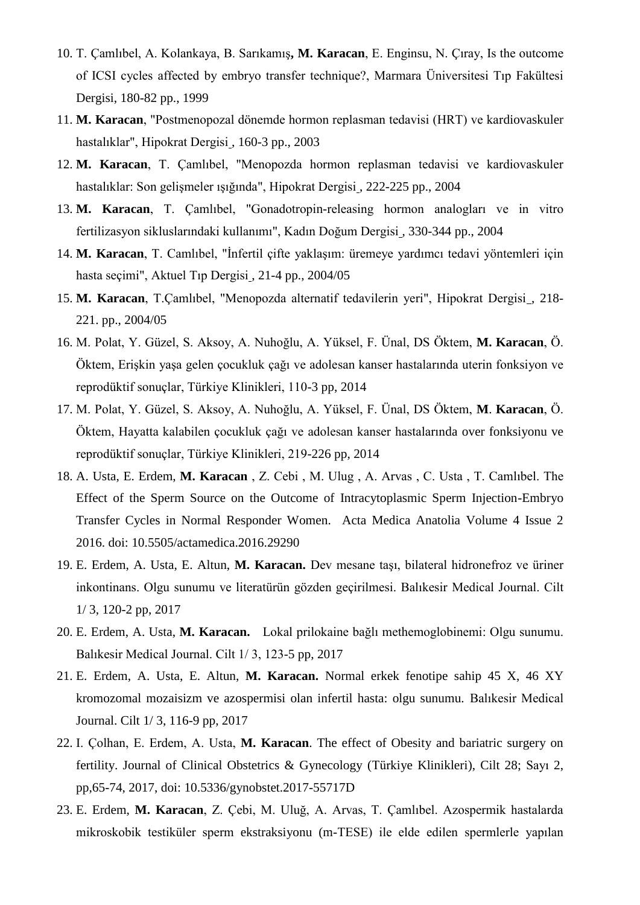10. T. Çamlıbel, A. Kolankaya, B. Sarıkamış**, M. Karacan**, E. Enginsu, N. Çıray, Is the outcome of ICSI cycles affected by embryo transfer technique?, Marmara Üniversitesi Tıp Fakültesi Dergisi, 180-82 pp., 1999
11. **M. Karacan**, "Postmenopozal dönemde hormon replasman tedavisi (HRT) ve kardiovaskuler hastalıklar", Hipokrat Dergisi¸ 160-3 pp., 2003
12. **M. Karacan**, T. Çamlıbel, "Menopozda hormon replasman tedavisi ve kardiovaskuler hastalıklar: Son gelişmeler ışığında", Hipokrat Dergisi¸ 222-225 pp., 2004
13. **M. Karacan**, T. Çamlıbel, "Gonadotropin-releasing hormon analogları ve in vitro fertilizasyon sikluslarındaki kullanımı", Kadın Doğum Dergisi¸ 330-344 pp., 2004
14. **M. Karacan**, T. Camlıbel, "İnfertil çifte yaklaşım: üremeye yardımcı tedavi yöntemleri için hasta seçimi", Aktuel Tıp Dergisi¸ 21-4 pp., 2004/05
15. **M. Karacan**, T.Çamlıbel, "Menopozda alternatif tedavilerin yeri", Hipokrat Dergisi¸ 218-221. pp., 2004/05
16. M. Polat, Y. Güzel, S. Aksoy, A. Nuhoğlu, A. Yüksel, F. Ünal, DS Öktem, **M. Karacan**, Ö. Öktem, Erişkin yaşa gelen çocukluk çağı ve adolesan kanser hastalarında uterin fonksiyon ve reprodüktif sonuçlar, Türkiye Klinikleri, 110-3 pp, 2014
17. M. Polat, Y. Güzel, S. Aksoy, A. Nuhoğlu, A. Yüksel, F. Ünal, DS Öktem, **M**. **Karacan**, Ö. Öktem, Hayatta kalabilen çocukluk çağı ve adolesan kanser hastalarında over fonksiyonu ve reprodüktif sonuçlar, Türkiye Klinikleri, 219-226 pp, 2014
18. A. Usta, E. Erdem, **M. Karacan** , Z. Cebi , M. Ulug , A. Arvas , C. Usta , T. Camlıbel. The Effect of the Sperm Source on the Outcome of Intracytoplasmic Sperm Injection-Embryo Transfer Cycles in Normal Responder Women. Acta Medica Anatolia Volume 4 Issue 2 2016. doi: 10.5505/actamedica.2016.29290
19. E. Erdem, A. Usta, E. Altun, **M. Karacan.** Dev mesane taşı, bilateral hidronefroz ve üriner inkontinans. Olgu sunumu ve literatürün gözden geçirilmesi. Balıkesir Medical Journal. Cilt 1/ 3, 120-2 pp, 2017
20. E. Erdem, A. Usta, **M. Karacan.** Lokal prilokaine bağlı methemoglobinemi: Olgu sunumu. Balıkesir Medical Journal. Cilt 1/ 3, 123-5 pp, 2017
21. E. Erdem, A. Usta, E. Altun, **M. Karacan.** Normal erkek fenotipe sahip 45 X, 46 XY kromozomal mozaisizm ve azospermisi olan infertil hasta: olgu sunumu. Balıkesir Medical Journal. Cilt 1/ 3, 116-9 pp, 2017
22. I. Çolhan, E. Erdem, A. Usta, **M. Karacan**. The effect of Obesity and bariatric surgery on fertility. Journal of Clinical Obstetrics & Gynecology (Türkiye Klinikleri), Cilt 28; Sayı 2, pp,65-74, 2017, doi: 10.5336/gynobstet.2017-55717D
23. E. Erdem, **M. Karacan**, Z. Çebi, M. Uluğ, A. Arvas, T. Çamlıbel. Azospermik hastalarda mikroskobik testiküler sperm ekstraksiyonu (m-TESE) ile elde edilen spermlerle yapılan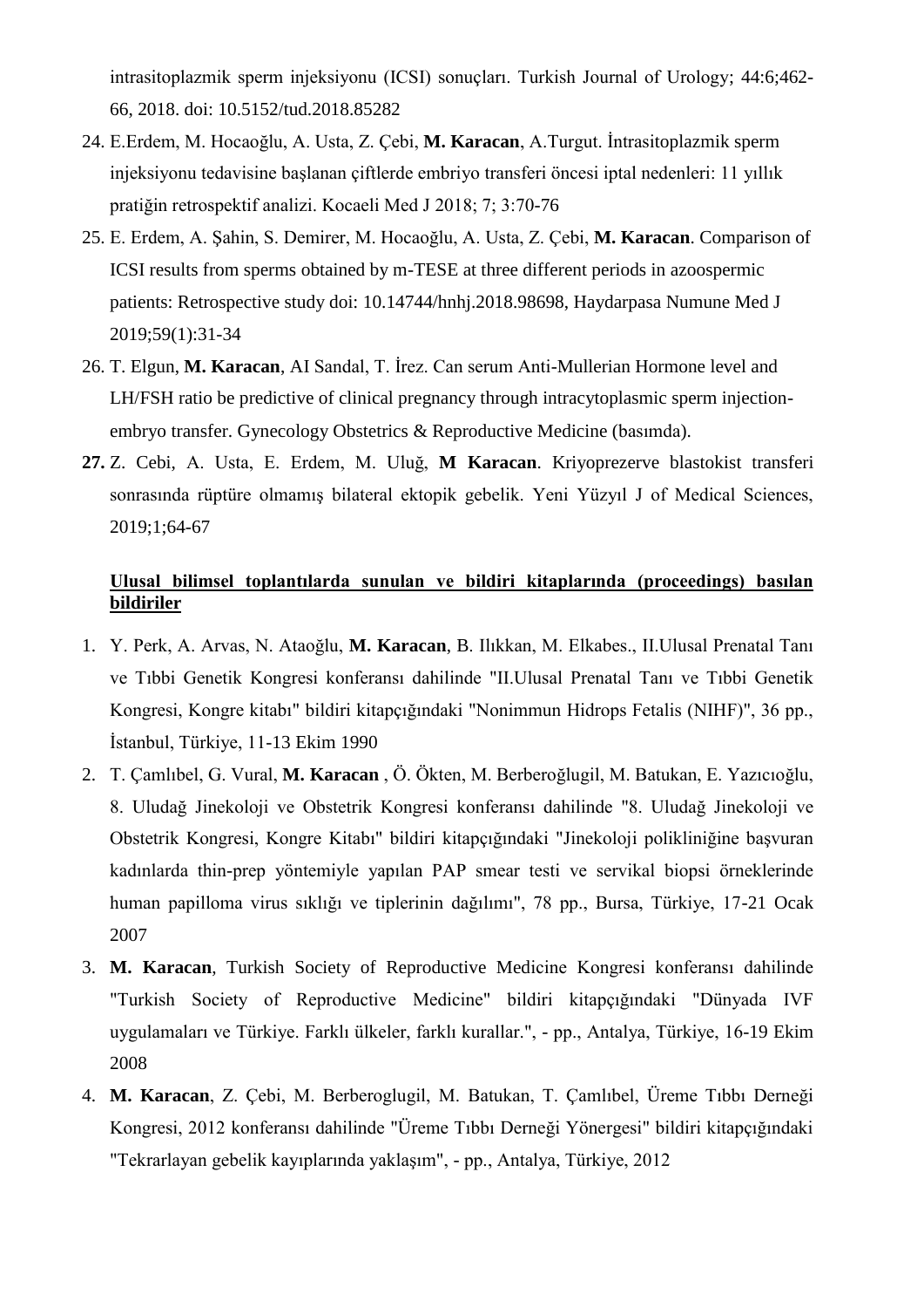intrasitoplazmik sperm injeksiyonu (ICSI) sonuçları. Turkish Journal of Urology; 44:6;462-66, 2018. doi: 10.5152/tud.2018.85282

24. E.Erdem, M. Hocaoğlu, A. Usta, Z. Çebi, **M. Karacan**, A.Turgut. İntrasitoplazmik sperm injeksiyonu tedavisine başlanan çiftlerde embriyo transferi öncesi iptal nedenleri: 11 yıllık pratiğin retrospektif analizi. Kocaeli Med J 2018; 7; 3:70-76
25. E. Erdem, A. Şahin, S. Demirer, M. Hocaoğlu, A. Usta, Z. Çebi, **M. Karacan**. Comparison of ICSI results from sperms obtained by m-TESE at three different periods in azoospermic patients: Retrospective study doi: 10.14744/hnhj.2018.98698, Haydarpasa Numune Med J 2019;59(1):31-34
26. T. Elgun, **M. Karacan**, AI Sandal, T. İrez. Can serum Anti-Mullerian Hormone level and LH/FSH ratio be predictive of clinical pregnancy through intracytoplasmic sperm injection-embryo transfer. Gynecology Obstetrics & Reproductive Medicine (basımda).
27. Z. Cebi, A. Usta, E. Erdem, M. Uluğ, **M Karacan**. Kriyoprezerve blastokist transferi sonrasında rüptüre olmamış bilateral ektopik gebelik. Yeni Yüzyıl J of Medical Sciences, 2019;1;64-67

**<u>Ulusal bilimsel toplantılarda sunulan ve bildiri kitaplarında (proceedings) basılan bildiriler</u>**

1. Y. Perk, A. Arvas, N. Ataoğlu, **M. Karacan**, B. Ilıkkan, M. Elkabes., II.Ulusal Prenatal Tanı ve Tıbbi Genetik Kongresi konferansı dahilinde "II.Ulusal Prenatal Tanı ve Tıbbi Genetik Kongresi, Kongre kitabı" bildiri kitapçığındaki "Nonimmun Hidrops Fetalis (NIHF)", 36 pp., İstanbul, Türkiye, 11-13 Ekim 1990
2. T. Çamlıbel, G. Vural, **M. Karacan** , Ö. Ökten, M. Berberoğlugil, M. Batukan, E. Yazıcıoğlu, 8. Uludağ Jinekoloji ve Obstetrik Kongresi konferansı dahilinde "8. Uludağ Jinekoloji ve Obstetrik Kongresi, Kongre Kitabı" bildiri kitapçığındaki "Jinekoloji polikliniğine başvuran kadınlarda thin-prep yöntemiyle yapılan PAP smear testi ve servikal biopsi örneklerinde human papilloma virus sıklığı ve tiplerinin dağılımı", 78 pp., Bursa, Türkiye, 17-21 Ocak 2007
3. **M. Karacan**, Turkish Society of Reproductive Medicine Kongresi konferansı dahilinde "Turkish Society of Reproductive Medicine" bildiri kitapçığındaki "Dünyada IVF uygulamaları ve Türkiye. Farklı ülkeler, farklı kurallar.", - pp., Antalya, Türkiye, 16-19 Ekim 2008
4. **M. Karacan**, Z. Çebi, M. Berberoglugil, M. Batukan, T. Çamlıbel, Üreme Tıbbı Derneği Kongresi, 2012 konferansı dahilinde "Üreme Tıbbı Derneği Yönergesi" bildiri kitapçığındaki "Tekrarlayan gebelik kayıplarında yaklaşım", - pp., Antalya, Türkiye, 2012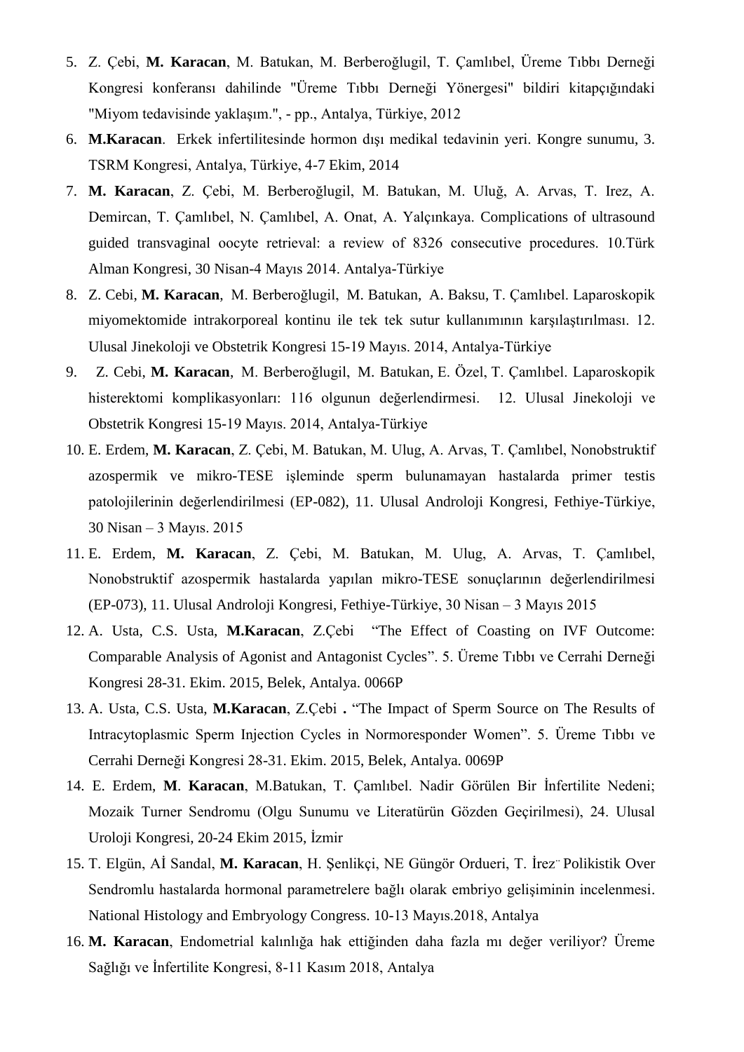5. Z. Çebi, **M. Karacan**, M. Batukan, M. Berberoğlugil, T. Çamlıbel, Üreme Tıbbı Derneği Kongresi konferansı dahilinde "Üreme Tıbbı Derneği Yönergesi" bildiri kitapçığındaki "Miyom tedavisinde yaklaşım.", - pp., Antalya, Türkiye, 2012
6. **M.Karacan**. Erkek infertilitesinde hormon dışı medikal tedavinin yeri. Kongre sunumu, 3. TSRM Kongresi, Antalya, Türkiye, 4-7 Ekim, 2014
7. **M. Karacan**, Z. Çebi, M. Berberoğlugil, M. Batukan, M. Uluğ, A. Arvas, T. Irez, A. Demircan, T. Çamlıbel, N. Çamlıbel, A. Onat, A. Yalçınkaya. Complications of ultrasound guided transvaginal oocyte retrieval: a review of 8326 consecutive procedures. 10.Türk Alman Kongresi, 30 Nisan-4 Mayıs 2014. Antalya-Türkiye
8. Z. Cebi, **M. Karacan**, M. Berberoğlugil, M. Batukan, A. Baksu, T. Çamlıbel. Laparoskopik miyomektomide intrakorporeal kontinu ile tek tek sutur kullanımının karşılaştırılması. 12. Ulusal Jinekoloji ve Obstetrik Kongresi 15-19 Mayıs. 2014, Antalya-Türkiye
9. Z. Cebi, **M. Karacan**, M. Berberoğlugil, M. Batukan, E. Özel, T. Çamlıbel. Laparoskopik histerektomi komplikasyonları: 116 olgunun değerlendirmesi. 12. Ulusal Jinekoloji ve Obstetrik Kongresi 15-19 Mayıs. 2014, Antalya-Türkiye
10. E. Erdem, **M. Karacan**, Z. Çebi, M. Batukan, M. Ulug, A. Arvas, T. Çamlıbel, Nonobstruktif azospermik ve mikro-TESE işleminde sperm bulunamayan hastalarda primer testis patolojilerinin değerlendirilmesi (EP-082), 11. Ulusal Androloji Kongresi, Fethiye-Türkiye, 30 Nisan – 3 Mayıs. 2015
11. E. Erdem, **M. Karacan**, Z. Çebi, M. Batukan, M. Ulug, A. Arvas, T. Çamlıbel, Nonobstruktif azospermik hastalarda yapılan mikro-TESE sonuçlarının değerlendirilmesi (EP-073), 11. Ulusal Androloji Kongresi, Fethiye-Türkiye, 30 Nisan – 3 Mayıs 2015
12. A. Usta, C.S. Usta, **M.Karacan**, Z.Çebi "The Effect of Coasting on IVF Outcome: Comparable Analysis of Agonist and Antagonist Cycles". 5. Üreme Tıbbı ve Cerrahi Derneği Kongresi 28-31. Ekim. 2015, Belek, Antalya. 0066P
13. A. Usta, C.S. Usta, **M.Karacan**, Z.Çebi **.** "The Impact of Sperm Source on The Results of Intracytoplasmic Sperm Injection Cycles in Normoresponder Women". 5. Üreme Tıbbı ve Cerrahi Derneği Kongresi 28-31. Ekim. 2015, Belek, Antalya. 0069P
14. E. Erdem, **M**. **Karacan**, M.Batukan, T. Çamlıbel. Nadir Görülen Bir İnfertilite Nedeni; Mozaik Turner Sendromu (Olgu Sunumu ve Literatürün Gözden Geçirilmesi), 24. Ulusal Uroloji Kongresi, 20-24 Ekim 2015, İzmir
15. T. Elgün, Aİ Sandal, **M. Karacan**, H. Şenlikçi, NE Güngör Ordueri, T. İrez¨ Polikistik Over Sendromlu hastalarda hormonal parametrelere bağlı olarak embriyo gelişiminin incelenmesi. National Histology and Embryology Congress. 10-13 Mayıs.2018, Antalya
16. **M. Karacan**, Endometrial kalınlığa hak ettiğinden daha fazla mı değer veriliyor? Üreme Sağlığı ve İnfertilite Kongresi, 8-11 Kasım 2018, Antalya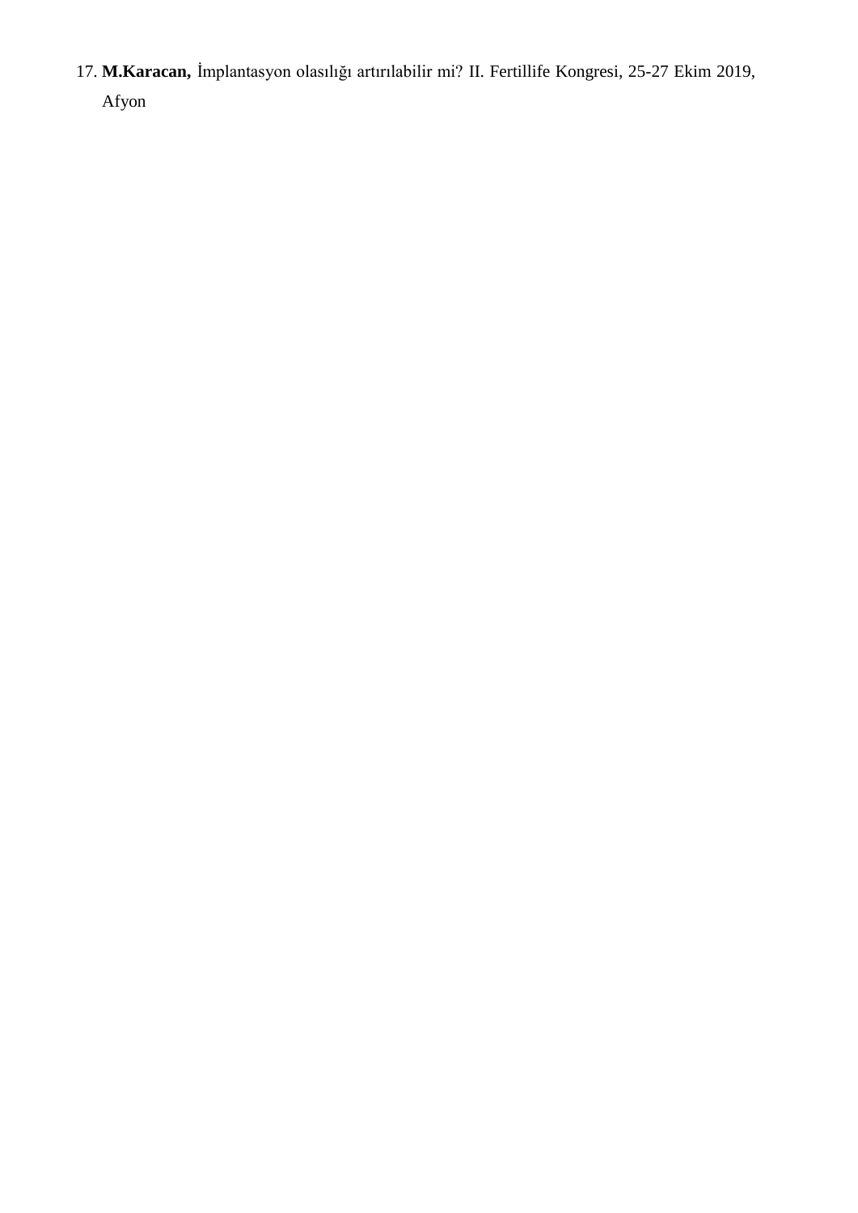17. **M.Karacan,** İmplantasyon olasılığı artırılabilir mi? II. Fertillife Kongresi, 25-27 Ekim 2019, Afyon